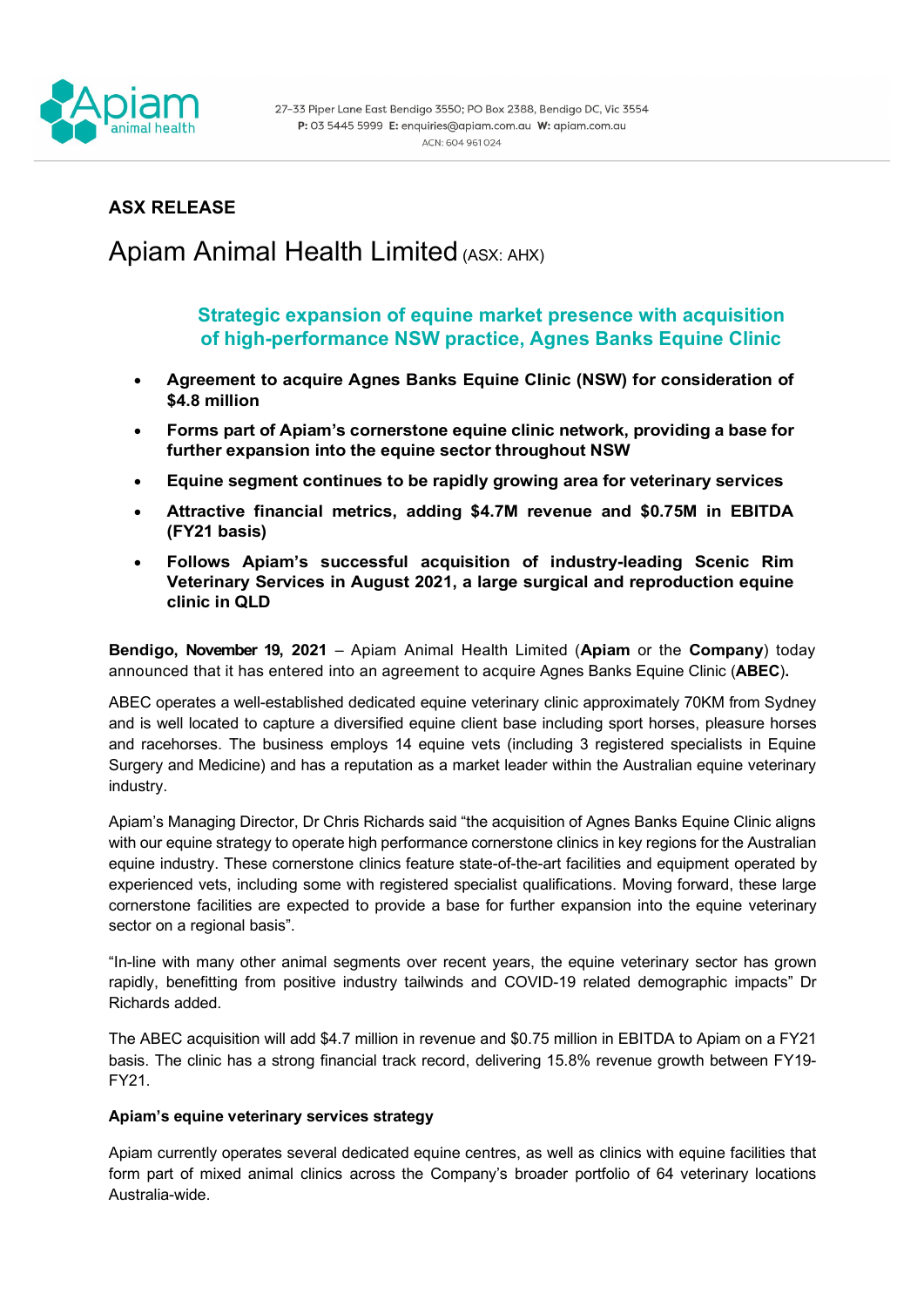27-33 Piper Lane East Bendigo 3550; PO Box 2388, Bendigo DC, Vic 3554
**P:** 03 5445 5999 **E:** enquiries@apiam.com.au **W:** apiam.com.au
ACN: 604 961 024

**ASX RELEASE**

# Apiam Animal Health Limited (ASX: AHX)

## Strategic expansion of equine market presence with acquisition of high-performance NSW practice, Agnes Banks Equine Clinic

- **Agreement to acquire Agnes Banks Equine Clinic (NSW) for consideration of $4.8 million**
- **Forms part of Apiam's cornerstone equine clinic network, providing a base for further expansion into the equine sector throughout NSW**
- **Equine segment continues to be rapidly growing area for veterinary services**
- **Attractive financial metrics, adding $4.7M revenue and $0.75M in EBITDA (FY21 basis)**
- **Follows Apiam's successful acquisition of industry-leading Scenic Rim Veterinary Services in August 2021, a large surgical and reproduction equine clinic in QLD**

**Bendigo, November 19, 2021** – Apiam Animal Health Limited (**Apiam** or the **Company**) today announced that it has entered into an agreement to acquire Agnes Banks Equine Clinic (**ABEC**).

ABEC operates a well-established dedicated equine veterinary clinic approximately 70KM from Sydney and is well located to capture a diversified equine client base including sport horses, pleasure horses and racehorses. The business employs 14 equine vets (including 3 registered specialists in Equine Surgery and Medicine) and has a reputation as a market leader within the Australian equine veterinary industry.

Apiam's Managing Director, Dr Chris Richards said "the acquisition of Agnes Banks Equine Clinic aligns with our equine strategy to operate high performance cornerstone clinics in key regions for the Australian equine industry. These cornerstone clinics feature state-of-the-art facilities and equipment operated by experienced vets, including some with registered specialist qualifications. Moving forward, these large cornerstone facilities are expected to provide a base for further expansion into the equine veterinary sector on a regional basis".

"In-line with many other animal segments over recent years, the equine veterinary sector has grown rapidly, benefitting from positive industry tailwinds and COVID-19 related demographic impacts" Dr Richards added.

The ABEC acquisition will add $4.7 million in revenue and $0.75 million in EBITDA to Apiam on a FY21 basis. The clinic has a strong financial track record, delivering 15.8% revenue growth between FY19-FY21.

**Apiam's equine veterinary services strategy**

Apiam currently operates several dedicated equine centres, as well as clinics with equine facilities that form part of mixed animal clinics across the Company's broader portfolio of 64 veterinary locations Australia-wide.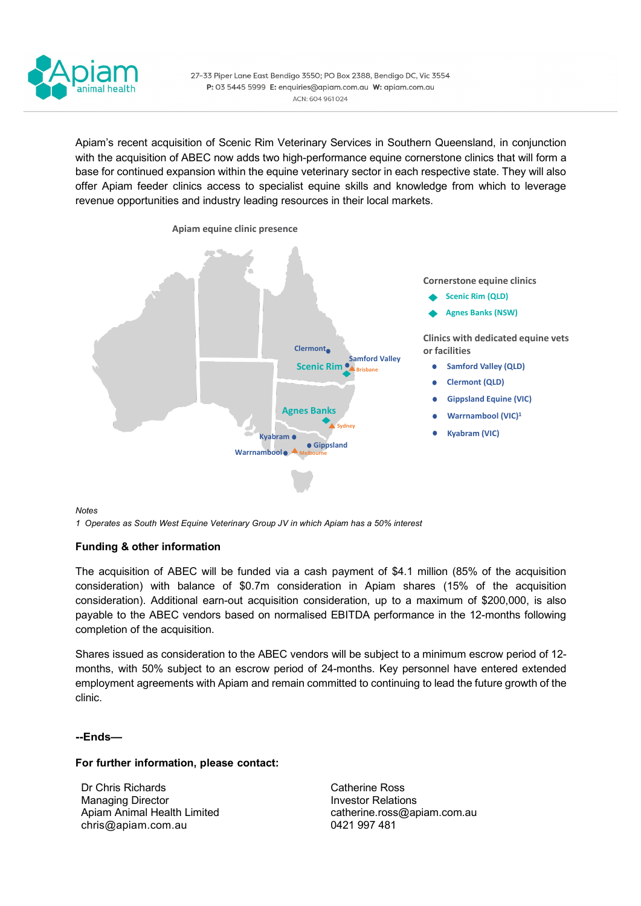Apiam's recent acquisition of Scenic Rim Veterinary Services in Southern Queensland, in conjunction with the acquisition of ABEC now adds two high-performance equine cornerstone clinics that will form a base for continued expansion within the equine veterinary sector in each respective state. They will also offer Apiam feeder clinics access to specialist equine skills and knowledge from which to leverage revenue opportunities and industry leading resources in their local markets.

**Apiam equine clinic presence**

**Cornerstone equine clinics**

- Scenic Rim (QLD)
- Agnes Banks (NSW)

**Clinics with dedicated equine vets or facilities**

- Samford Valley (QLD)
- Clermont (QLD)
- Gippsland Equine (VIC)
- Warrnambool (VIC)[1]
- Kyabram (VIC)

*Notes*

*1 Operates as South West Equine Veterinary Group JV in which Apiam has a 50% interest*

**Funding & other information**

The acquisition of ABEC will be funded via a cash payment of $4.1 million (85% of the acquisition consideration) with balance of $0.7m consideration in Apiam shares (15% of the acquisition consideration). Additional earn-out acquisition consideration, up to a maximum of $200,000, is also payable to the ABEC vendors based on normalised EBITDA performance in the 12-months following completion of the acquisition.

Shares issued as consideration to the ABEC vendors will be subject to a minimum escrow period of 12-months, with 50% subject to an escrow period of 24-months. Key personnel have entered extended employment agreements with Apiam and remain committed to continuing to lead the future growth of the clinic.

**--Ends—**

**For further information, please contact:**

Dr Chris Richards
Managing Director
Apiam Animal Health Limited
chris@apiam.com.au

Catherine Ross
Investor Relations
catherine.ross@apiam.com.au
0421 997 481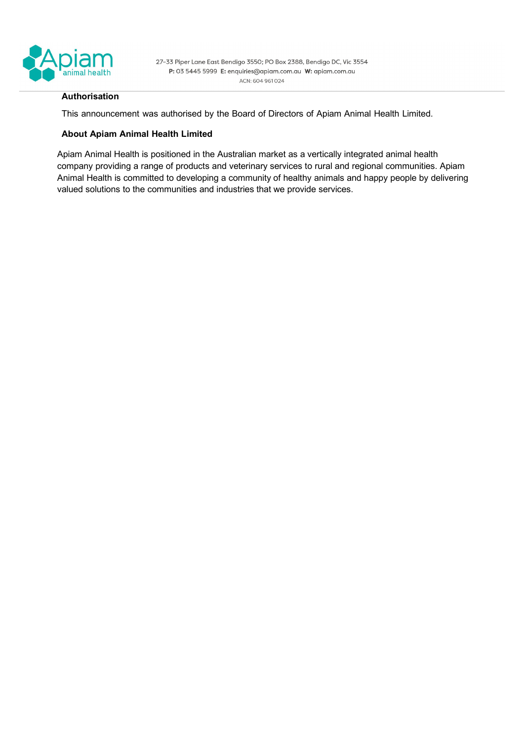**Authorisation**

This announcement was authorised by the Board of Directors of Apiam Animal Health Limited.

**About Apiam Animal Health Limited**

Apiam Animal Health is positioned in the Australian market as a vertically integrated animal health company providing a range of products and veterinary services to rural and regional communities. Apiam Animal Health is committed to developing a community of healthy animals and happy people by delivering valued solutions to the communities and industries that we provide services.